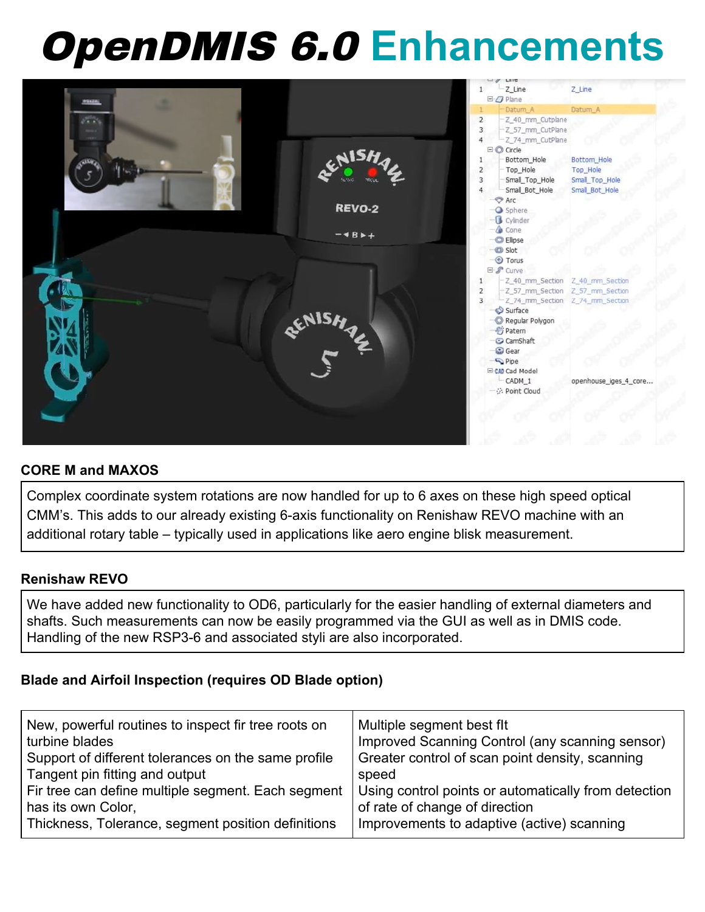# OpenDMIS 6.0 Enhancements

### CORE M and MAXOS

Complex coordinate system rotations are now handled for up to 6 axes on these high speed optical CMM's. This adds to our already existing 6-axis functionality on Renishaw REVO machine with an additional rotary table – typically used in applications like aero engine blisk measurement.

### Renishaw REVO

We have added new functionality to OD6, particularly for the easier handling of external diameters and shafts. Such measurements can now be easily programmed via the GUI as well as in DMIS code. Handling of the new RSP3-6 and associated styli are also incorporated.

### Blade and Airfoil Inspection (requires OD Blade option)

| | |
|---|---|
| New, powerful routines to inspect fir tree roots on turbine blades<br>Support of different tolerances on the same profile<br>Tangent pin fitting and output<br>Fir tree can define multiple segment. Each segment has its own Color,<br>Thickness, Tolerance, segment position definitions | Multiple segment best flt<br>Improved Scanning Control (any scanning sensor)<br>Greater control of scan point density, scanning speed<br>Using control points or automatically from detection of rate of change of direction<br>Improvements to adaptive (active) scanning |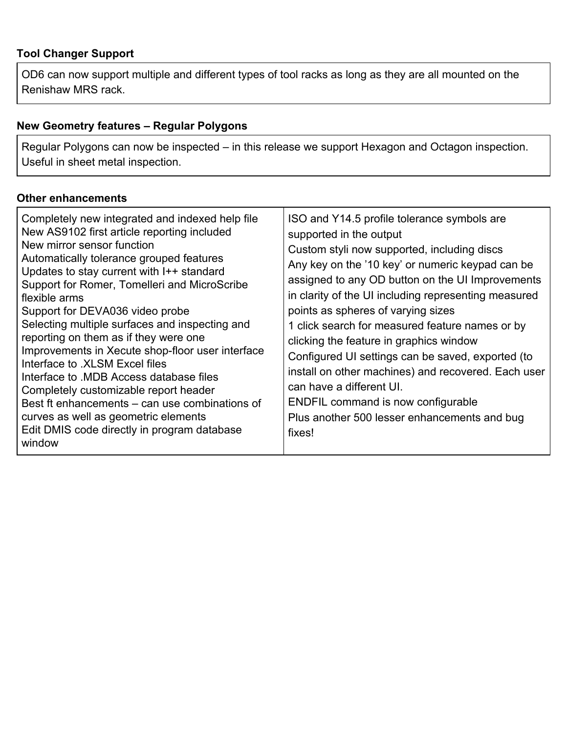**Tool Changer Support**

OD6 can now support multiple and different types of tool racks as long as they are all mounted on the Renishaw MRS rack.

**New Geometry features – Regular Polygons**

Regular Polygons can now be inspected – in this release we support Hexagon and Octagon inspection. Useful in sheet metal inspection.

**Other enhancements**

| | |
|---|---|
| Completely new integrated and indexed help file<br>New AS9102 first article reporting included<br>New mirror sensor function<br>Automatically tolerance grouped features<br>Updates to stay current with I++ standard<br>Support for Romer, Tomelleri and MicroScribe flexible arms<br>Support for DEVA036 video probe<br>Selecting multiple surfaces and inspecting and reporting on them as if they were one<br>Improvements in Xecute shop-floor user interface<br>Interface to .XLSM Excel files<br>Interface to .MDB Access database files<br>Completely customizable report header<br>Best ft enhancements – can use combinations of curves as well as geometric elements<br>Edit DMIS code directly in program database window | ISO and Y14.5 profile tolerance symbols are supported in the output<br>Custom styli now supported, including discs<br>Any key on the '10 key' or numeric keypad can be assigned to any OD button on the UI Improvements in clarity of the UI including representing measured points as spheres of varying sizes<br>1 click search for measured feature names or by clicking the feature in graphics window<br>Configured UI settings can be saved, exported (to install on other machines) and recovered. Each user can have a different UI.<br>ENDFIL command is now configurable<br>Plus another 500 lesser enhancements and bug fixes! |